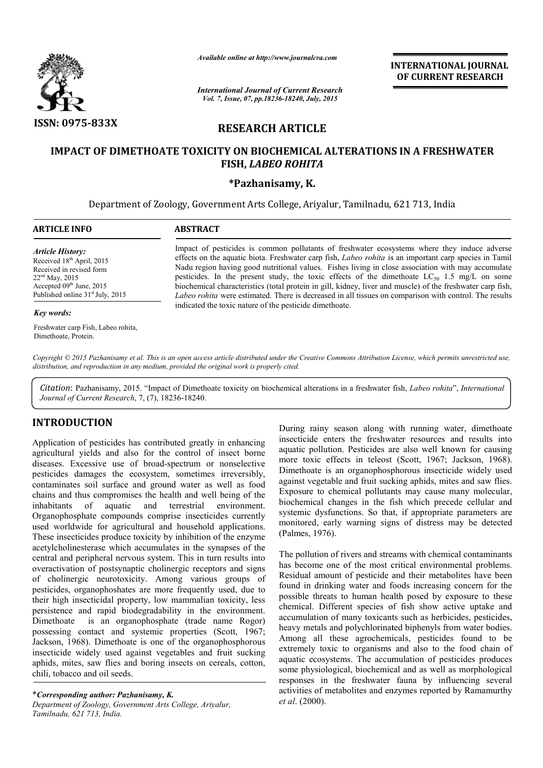*Available online at http://www.journalcra.com*

*International Journal of Current Research*
*Vol. 7, Issue, 07, pp.18236-18240, July, 2015*

**INTERNATIONAL JOURNAL OF CURRENT RESEARCH**

ISSN: 0975-833X

## RESEARCH ARTICLE

# IMPACT OF DIMETHOATE TOXICITY ON BIOCHEMICAL ALTERATIONS IN A FRESHWATER FISH, *LABEO ROHITA*

**\*Pazhanisamy, K.**

Department of Zoology, Government Arts College, Ariyalur, Tamilnadu, 621 713, India

**ARTICLE INFO**

*Article History:*
Received 18th April, 2015
Received in revised form 22nd May, 2015
Accepted 09th June, 2015
Published online 31st July, 2015

*Key words:*
Freshwater carp Fish, Labeo rohita, Dimethoate, Protein.

**ABSTRACT**

Impact of pesticides is common pollutants of freshwater ecosystems where they induce adverse effects on the aquatic biota. Freshwater carp fish, *Labeo rohita* is an important carp species in Tamil Nadu region having good nutritional values. Fishes living in close association with may accumulate pesticides. In the present study, the toxic effects of the dimethoate $LC_{50}$ 1.5 mg/L on some biochemical characteristics (total protein in gill, kidney, liver and muscle) of the freshwater carp fish, *Labeo rohita* were estimated. There is decreased in all tissues on comparison with control. The results indicated the toxic nature of the pesticide dimethoate.

*Copyright © 2015 Pazhanisamy et al. This is an open access article distributed under the Creative Commons Attribution License, which permits unrestricted use, distribution, and reproduction in any medium, provided the original work is properly cited.*

*Citation*: Pazhanisamy, 2015. "Impact of Dimethoate toxicity on biochemical alterations in a freshwater fish, *Labeo rohita*", *International Journal of Current Research*, 7, (7), 18236-18240.

## INTRODUCTION

Application of pesticides has contributed greatly in enhancing agricultural yields and also for the control of insect borne diseases. Excessive use of broad-spectrum or nonselective pesticides damages the ecosystem, sometimes irreversibly, contaminates soil surface and ground water as well as food chains and thus compromises the health and well being of the inhabitants of aquatic and terrestrial environment. Organophosphate compounds comprise insecticides currently used worldwide for agricultural and household applications. These insecticides produce toxicity by inhibition of the enzyme acetylcholinesterase which accumulates in the synapses of the central and peripheral nervous system. This in turn results into overactivation of postsynaptic cholinergic receptors and signs of cholinergic neurotoxicity. Among various groups of pesticides, organophoshates are more frequently used, due to their high insecticidal property, low mammalian toxicity, less persistence and rapid biodegradability in the environment. Dimethoate is an organophosphate (trade name Rogor) possessing contact and systemic properties (Scott, 1967; Jackson, 1968). Dimethoate is one of the organophosphorous insecticide widely used against vegetables and fruit sucking aphids, mites, saw flies and boring insects on cereals, cotton, chili, tobacco and oil seeds.

During rainy season along with running water, dimethoate insecticide enters the freshwater resources and results into aquatic pollution. Pesticides are also well known for causing more toxic effects in teleost (Scott, 1967; Jackson, 1968). Dimethoate is an organophosphorous insecticide widely used against vegetable and fruit sucking aphids, mites and saw flies. Exposure to chemical pollutants may cause many molecular, biochemical changes in the fish which precede cellular and systemic dysfunctions. So that, if appropriate parameters are monitored, early warning signs of distress may be detected (Palmes, 1976).

The pollution of rivers and streams with chemical contaminants has become one of the most critical environmental problems. Residual amount of pesticide and their metabolites have been found in drinking water and foods increasing concern for the possible threats to human health posed by exposure to these chemical. Different species of fish show active uptake and accumulation of many toxicants such as herbicides, pesticides, heavy metals and polychlorinated biphenyls from water bodies. Among all these agrochemicals, pesticides found to be extremely toxic to organisms and also to the food chain of aquatic ecosystems. The accumulation of pesticides produces some physiological, biochemical and as well as morphological responses in the freshwater fauna by influencing several activities of metabolites and enzymes reported by Ramamurthy *et al*. (2000).

\**Corresponding author: Pazhanisamy, K.*
*Department of Zoology, Government Arts College, Ariyalur, Tamilnadu, 621 713, India.*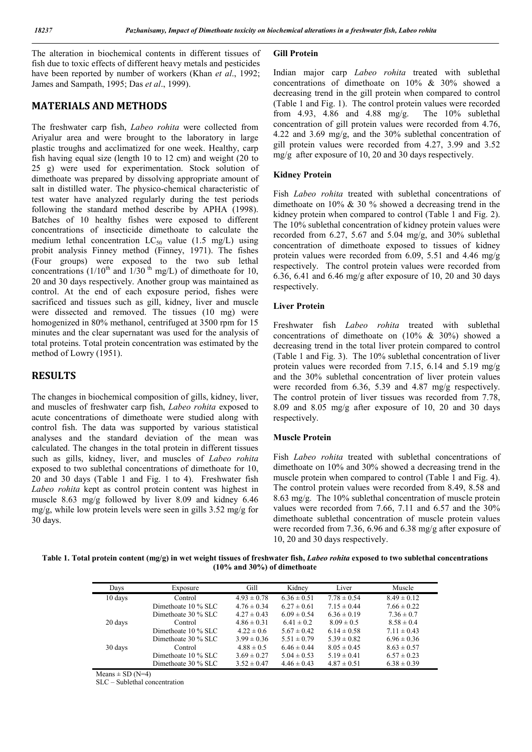The alteration in biochemical contents in different tissues of fish due to toxic effects of different heavy metals and pesticides have been reported by number of workers (Khan *et al*., 1992; James and Sampath, 1995; Das *et al*., 1999).

## MATERIALS AND METHODS

The freshwater carp fish, *Labeo rohita* were collected from Ariyalur area and were brought to the laboratory in large plastic troughs and acclimatized for one week. Healthy, carp fish having equal size (length 10 to 12 cm) and weight (20 to 25 g) were used for experimentation. Stock solution of dimethoate was prepared by dissolving appropriate amount of salt in distilled water. The physico-chemical characteristic of test water have analyzed regularly during the test periods following the standard method describe by APHA (1998). Batches of 10 healthy fishes were exposed to different concentrations of insecticide dimethoate to calculate the medium lethal concentration $LC_{50}$ value (1.5 mg/L) using probit analysis Finney method (Finney, 1971). The fishes (Four groups) were exposed to the two sub lethal concentrations ($1/10^{th}$ and $1/30^{th}$ mg/L) of dimethoate for 10, 20 and 30 days respectively. Another group was maintained as control. At the end of each exposure period, fishes were sacrificed and tissues such as gill, kidney, liver and muscle were dissected and removed. The tissues (10 mg) were homogenized in 80% methanol, centrifuged at 3500 rpm for 15 minutes and the clear supernatant was used for the analysis of total proteins. Total protein concentration was estimated by the method of Lowry (1951).

## RESULTS

The changes in biochemical composition of gills, kidney, liver, and muscles of freshwater carp fish, *Labeo rohita* exposed to acute concentrations of dimethoate were studied along with control fish. The data was supported by various statistical analyses and the standard deviation of the mean was calculated. The changes in the total protein in different tissues such as gills, kidney, liver, and muscles of *Labeo rohita* exposed to two sublethal concentrations of dimethoate for 10, 20 and 30 days (Table 1 and Fig. 1 to 4). Freshwater fish *Labeo rohita* kept as control protein content was highest in muscle 8.63 mg/g followed by liver 8.09 and kidney 6.46 mg/g, while low protein levels were seen in gills 3.52 mg/g for 30 days.

### Gill Protein

Indian major carp *Labeo rohita* treated with sublethal concentrations of dimethoate on 10% & 30% showed a decreasing trend in the gill protein when compared to control (Table 1 and Fig. 1). The control protein values were recorded from 4.93, 4.86 and 4.88 mg/g. The 10% sublethal concentration of gill protein values were recorded from 4.76, 4.22 and 3.69 mg/g, and the 30% sublethal concentration of gill protein values were recorded from 4.27, 3.99 and 3.52 mg/g after exposure of 10, 20 and 30 days respectively.

### Kidney Protein

Fish *Labeo rohita* treated with sublethal concentrations of dimethoate on 10% & 30 % showed a decreasing trend in the kidney protein when compared to control (Table 1 and Fig. 2). The 10% sublethal concentration of kidney protein values were recorded from 6.27, 5.67 and 5.04 mg/g, and 30% sublethal concentration of dimethoate exposed to tissues of kidney protein values were recorded from 6.09, 5.51 and 4.46 mg/g respectively. The control protein values were recorded from 6.36, 6.41 and 6.46 mg/g after exposure of 10, 20 and 30 days respectively.

### Liver Protein

Freshwater fish *Labeo rohita* treated with sublethal concentrations of dimethoate on (10% & 30%) showed a decreasing trend in the total liver protein compared to control (Table 1 and Fig. 3). The 10% sublethal concentration of liver protein values were recorded from 7.15, 6.14 and 5.19 mg/g and the 30% sublethal concentration of liver protein values were recorded from 6.36, 5.39 and 4.87 mg/g respectively. The control protein of liver tissues was recorded from 7.78, 8.09 and 8.05 mg/g after exposure of 10, 20 and 30 days respectively.

### Muscle Protein

Fish *Labeo rohita* treated with sublethal concentrations of dimethoate on 10% and 30% showed a decreasing trend in the muscle protein when compared to control (Table 1 and Fig. 4). The control protein values were recorded from 8.49, 8.58 and 8.63 mg/g. The 10% sublethal concentration of muscle protein values were recorded from 7.66, 7.11 and 6.57 and the 30% dimethoate sublethal concentration of muscle protein values were recorded from 7.36, 6.96 and 6.38 mg/g after exposure of 10, 20 and 30 days respectively.

**Table 1. Total protein content (mg/g) in wet weight tissues of freshwater fish, *Labeo rohita* exposed to two sublethal concentrations (10% and 30%) of dimethoate**

| Days | Exposure | Gill | Kidney | Liver | Muscle |
|---|---|---|---|---|---|
| 10 days | Control | 4.93 ± 0.78 | 6.36 ± 0.51 | 7.78 ± 0.54 | 8.49 ± 0.12 |
| | Dimethoate 10 % SLC | 4.76 ± 0.34 | 6.27 ± 0.61 | 7.15 ± 0.44 | 7.66 ± 0.22 |
| | Dimethoate 30 % SLC | 4.27 ± 0.43 | 6.09 ± 0.54 | 6.36 ± 0.19 | 7.36 ± 0.7 |
| 20 days | Control | 4.86 ± 0.31 | 6.41 ± 0.2 | 8.09 ± 0.5 | 8.58 ± 0.4 |
| | Dimethoate 10 % SLC | 4.22 ± 0.6 | 5.67 ± 0.42 | 6.14 ± 0.58 | 7.11 ± 0.43 |
| | Dimethoate 30 % SLC | 3.99 ± 0.36 | 5.51 ± 0.79 | 5.39 ± 0.82 | 6.96 ± 0.36 |
| 30 days | Control | 4.88 ± 0.5 | 6.46 ± 0.44 | 8.05 ± 0.45 | 8.63 ± 0.57 |
| | Dimethoate 10 % SLC | 3.69 ± 0.27 | 5.04 ± 0.53 | 5.19 ± 0.41 | 6.57 ± 0.23 |
| | Dimethoate 30 % SLC | 3.52 ± 0.47 | 4.46 ± 0.43 | 4.87 ± 0.51 | 6.38 ± 0.39 |

Means ± SD (N=4)

SLC – Sublethal concentration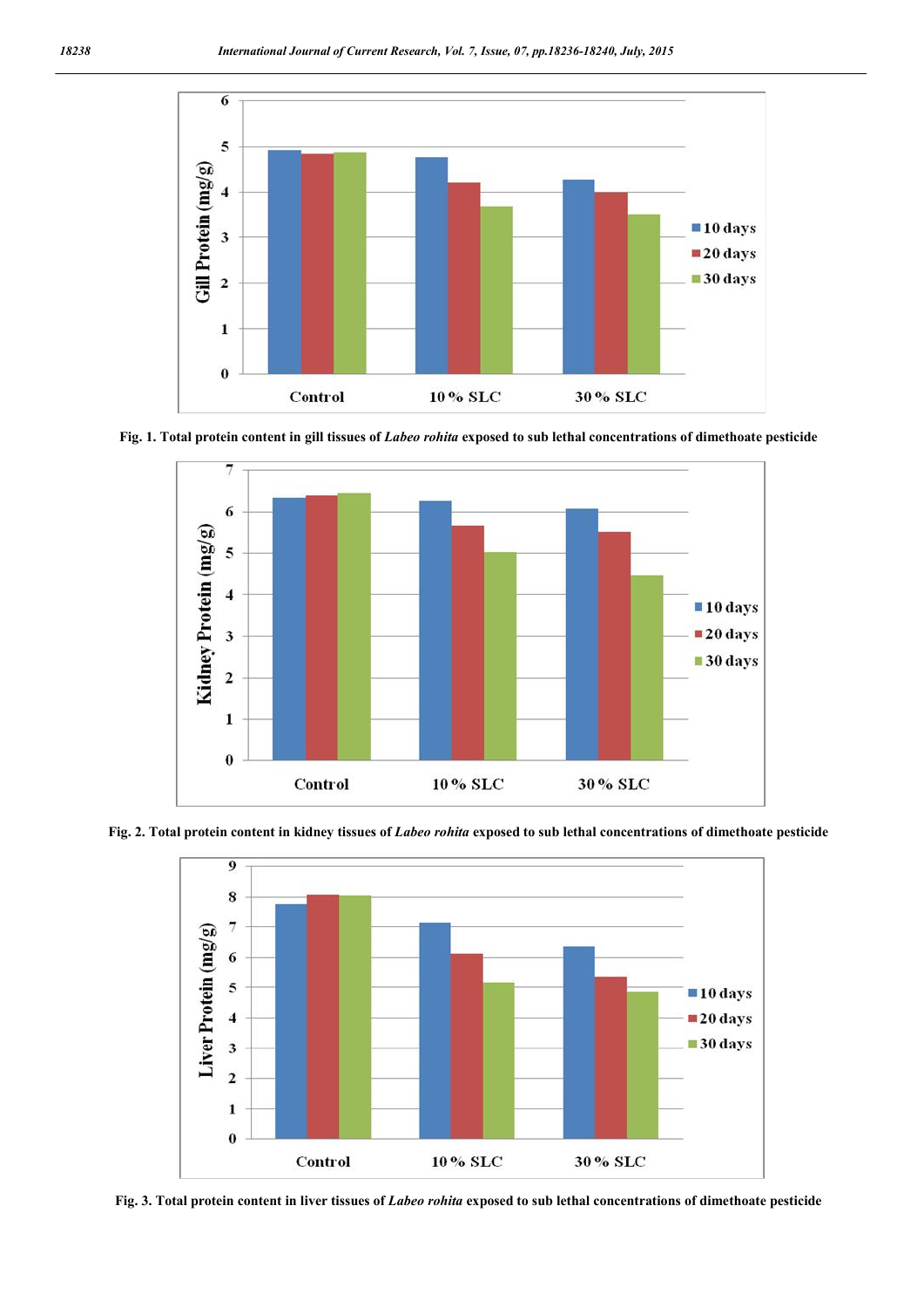Fig. 1. Total protein content in gill tissues of *Labeo rohita* exposed to sub lethal concentrations of dimethoate pesticide

Fig. 2. Total protein content in kidney tissues of *Labeo rohita* exposed to sub lethal concentrations of dimethoate pesticide

Fig. 3. Total protein content in liver tissues of *Labeo rohita* exposed to sub lethal concentrations of dimethoate pesticide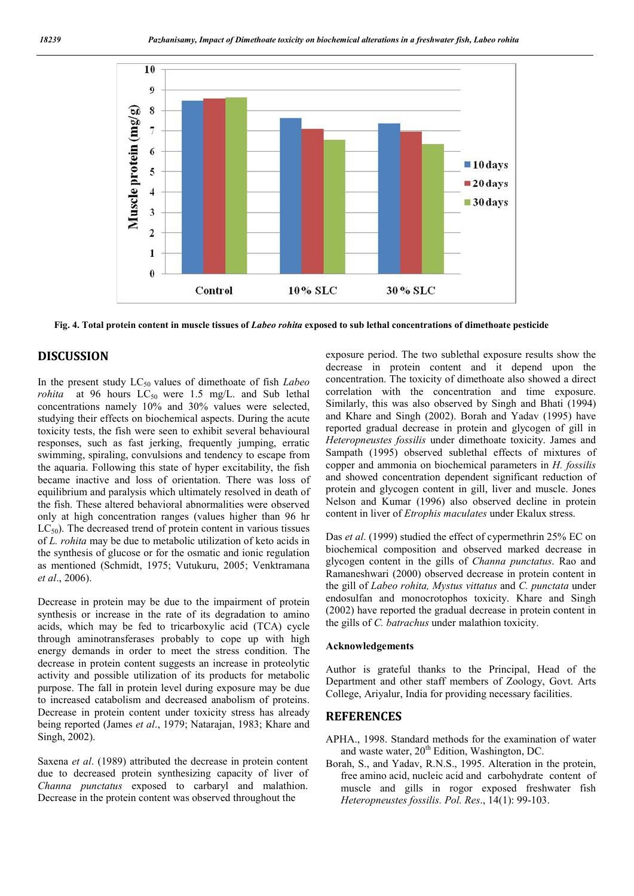Fig. 4. Total protein content in muscle tissues of *Labeo rohita* exposed to sub lethal concentrations of dimethoate pesticide

## DISCUSSION

In the present study $LC_{50}$ values of dimethoate of fish *Labeo rohita* at 96 hours $LC_{50}$ were 1.5 mg/L. and Sub lethal concentrations namely 10% and 30% values were selected, studying their effects on biochemical aspects. During the acute toxicity tests, the fish were seen to exhibit several behavioural responses, such as fast jerking, frequently jumping, erratic swimming, spiraling, convulsions and tendency to escape from the aquaria. Following this state of hyper excitability, the fish became inactive and loss of orientation. There was loss of equilibrium and paralysis which ultimately resolved in death of the fish. These altered behavioral abnormalities were observed only at high concentration ranges (values higher than 96 hr $LC_{50}$). The decreased trend of protein content in various tissues of *L. rohita* may be due to metabolic utilization of keto acids in the synthesis of glucose or for the osmatic and ionic regulation as mentioned (Schmidt, 1975; Vutukuru, 2005; Venktramana *et al*., 2006).

Decrease in protein may be due to the impairment of protein synthesis or increase in the rate of its degradation to amino acids, which may be fed to tricarboxylic acid (TCA) cycle through aminotransferases probably to cope up with high energy demands in order to meet the stress condition. The decrease in protein content suggests an increase in proteolytic activity and possible utilization of its products for metabolic purpose. The fall in protein level during exposure may be due to increased catabolism and decreased anabolism of proteins. Decrease in protein content under toxicity stress has already being reported (James *et al*., 1979; Natarajan, 1983; Khare and Singh, 2002).

Saxena *et al*. (1989) attributed the decrease in protein content due to decreased protein synthesizing capacity of liver of *Channa punctatus* exposed to carbaryl and malathion. Decrease in the protein content was observed throughout the exposure period. The two sublethal exposure results show the decrease in protein content and it depend upon the concentration. The toxicity of dimethoate also showed a direct correlation with the concentration and time exposure. Similarly, this was also observed by Singh and Bhati (1994) and Khare and Singh (2002). Borah and Yadav (1995) have reported gradual decrease in protein and glycogen of gill in *Heteropneustes fossilis* under dimethoate toxicity. James and Sampath (1995) observed sublethal effects of mixtures of copper and ammonia on biochemical parameters in *H. fossilis* and showed concentration dependent significant reduction of protein and glycogen content in gill, liver and muscle. Jones Nelson and Kumar (1996) also observed decline in protein content in liver of *Etrophis maculates* under Ekalux stress.

Das *et al*. (1999) studied the effect of cypermethrin 25% EC on biochemical composition and observed marked decrease in glycogen content in the gills of *Channa punctatus*. Rao and Ramaneshwari (2000) observed decrease in protein content in the gill of *Labeo rohita, Mystus vittatus* and *C. punctata* under endosulfan and monocrotophos toxicity. Khare and Singh (2002) have reported the gradual decrease in protein content in the gills of *C. batrachus* under malathion toxicity.

### Acknowledgements

Author is grateful thanks to the Principal, Head of the Department and other staff members of Zoology, Govt. Arts College, Ariyalur, India for providing necessary facilities.

## REFERENCES

APHA., 1998. Standard methods for the examination of water and waste water, 20th Edition, Washington, DC.

Borah, S., and Yadav, R.N.S., 1995. Alteration in the protein, free amino acid, nucleic acid and carbohydrate content of muscle and gills in rogor exposed freshwater fish *Heteropneustes fossilis. Pol. Res*., 14(1): 99-103.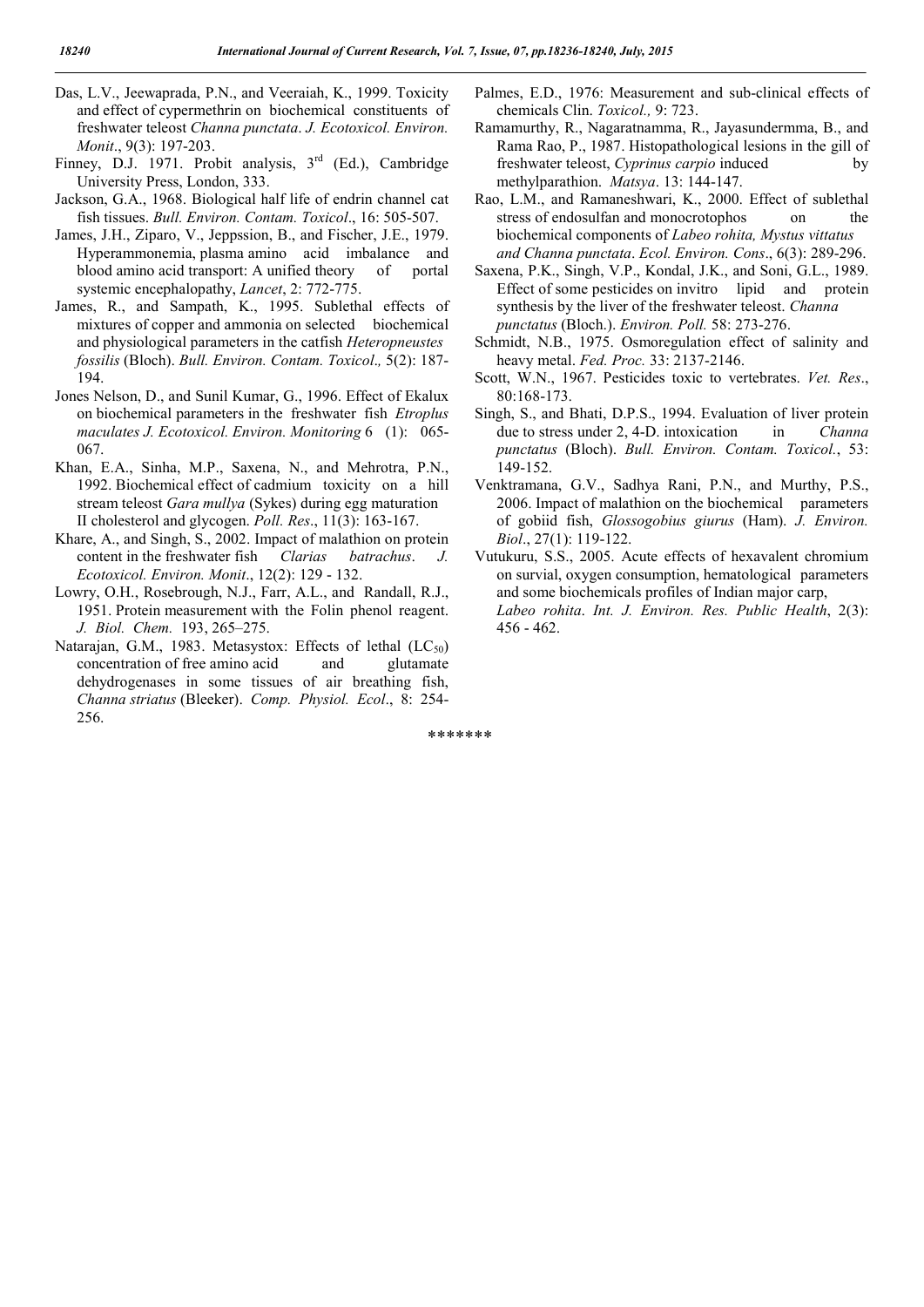Das, L.V., Jeewaprada, P.N., and Veeraiah, K., 1999. Toxicity and effect of cypermethrin on biochemical constituents of freshwater teleost *Channa punctata*. *J. Ecotoxicol. Environ. Monit*., 9(3): 197-203.

Finney, D.J. 1971. Probit analysis, 3rd (Ed.), Cambridge University Press, London, 333.

Jackson, G.A., 1968. Biological half life of endrin channel cat fish tissues. *Bull. Environ. Contam. Toxicol*., 16: 505-507.

James, J.H., Ziparo, V., Jeppssion, B., and Fischer, J.E., 1979. Hyperammonemia, plasma amino acid imbalance and blood amino acid transport: A unified theory of portal systemic encephalopathy, *Lancet*, 2: 772-775.

James, R., and Sampath, K., 1995. Sublethal effects of mixtures of copper and ammonia on selected biochemical and physiological parameters in the catfish *Heteropneustes fossilis* (Bloch). *Bull. Environ. Contam. Toxicol*., 5(2): 187-194.

Jones Nelson, D., and Sunil Kumar, G., 1996. Effect of Ekalux on biochemical parameters in the freshwater fish *Etroplus maculates J. Ecotoxicol. Environ. Monitoring* 6 (1): 065-067.

Khan, E.A., Sinha, M.P., Saxena, N., and Mehrotra, P.N., 1992. Biochemical effect of cadmium toxicity on a hill stream teleost *Gara mullya* (Sykes) during egg maturation II cholesterol and glycogen. *Poll. Res*., 11(3): 163-167.

Khare, A., and Singh, S., 2002. Impact of malathion on protein content in the freshwater fish *Clarias batrachus*. *J. Ecotoxicol. Environ. Monit*., 12(2): 129 - 132.

Lowry, O.H., Rosebrough, N.J., Farr, A.L., and Randall, R.J., 1951. Protein measurement with the Folin phenol reagent. *J. Biol. Chem.* 193, 265–275.

Natarajan, G.M., 1983. Metasystox: Effects of lethal ($LC_{50}$) concentration of free amino acid and glutamate dehydrogenases in some tissues of air breathing fish, *Channa striatus* (Bleeker). *Comp. Physiol. Ecol*., 8: 254-256.

Palmes, E.D., 1976: Measurement and sub-clinical effects of chemicals Clin. *Toxicol.,* 9: 723.

Ramamurthy, R., Nagaratnamma, R., Jayasundermma, B., and Rama Rao, P., 1987. Histopathological lesions in the gill of freshwater teleost, *Cyprinus carpio* induced by methylparathion. *Matsya*. 13: 144-147.

Rao, L.M., and Ramaneshwari, K., 2000. Effect of sublethal stress of endosulfan and monocrotophos on the biochemical components of *Labeo rohita, Mystus vittatus and Channa punctata*. *Ecol. Environ. Cons*., 6(3): 289-296.

Saxena, P.K., Singh, V.P., Kondal, J.K., and Soni, G.L., 1989. Effect of some pesticides on invitro lipid and protein synthesis by the liver of the freshwater teleost. *Channa punctatus* (Bloch.). *Environ. Poll.* 58: 273-276.

Schmidt, N.B., 1975. Osmoregulation effect of salinity and heavy metal. *Fed. Proc.* 33: 2137-2146.

Scott, W.N., 1967. Pesticides toxic to vertebrates. *Vet. Res*., 80:168-173.

Singh, S., and Bhati, D.P.S., 1994. Evaluation of liver protein due to stress under 2, 4-D. intoxication in *Channa punctatus* (Bloch). *Bull. Environ. Contam. Toxicol.*, 53: 149-152.

Venktramana, G.V., Sadhya Rani, P.N., and Murthy, P.S., 2006. Impact of malathion on the biochemical parameters of gobiid fish, *Glossogobius giurus* (Ham). *J. Environ. Biol*., 27(1): 119-122.

Vutukuru, S.S., 2005. Acute effects of hexavalent chromium on survial, oxygen consumption, hematological parameters and some biochemicals profiles of Indian major carp, *Labeo rohita*. *Int. J. Environ. Res. Public Health*, 2(3): 456 - 462.

\*\*\*\*\*\*\*